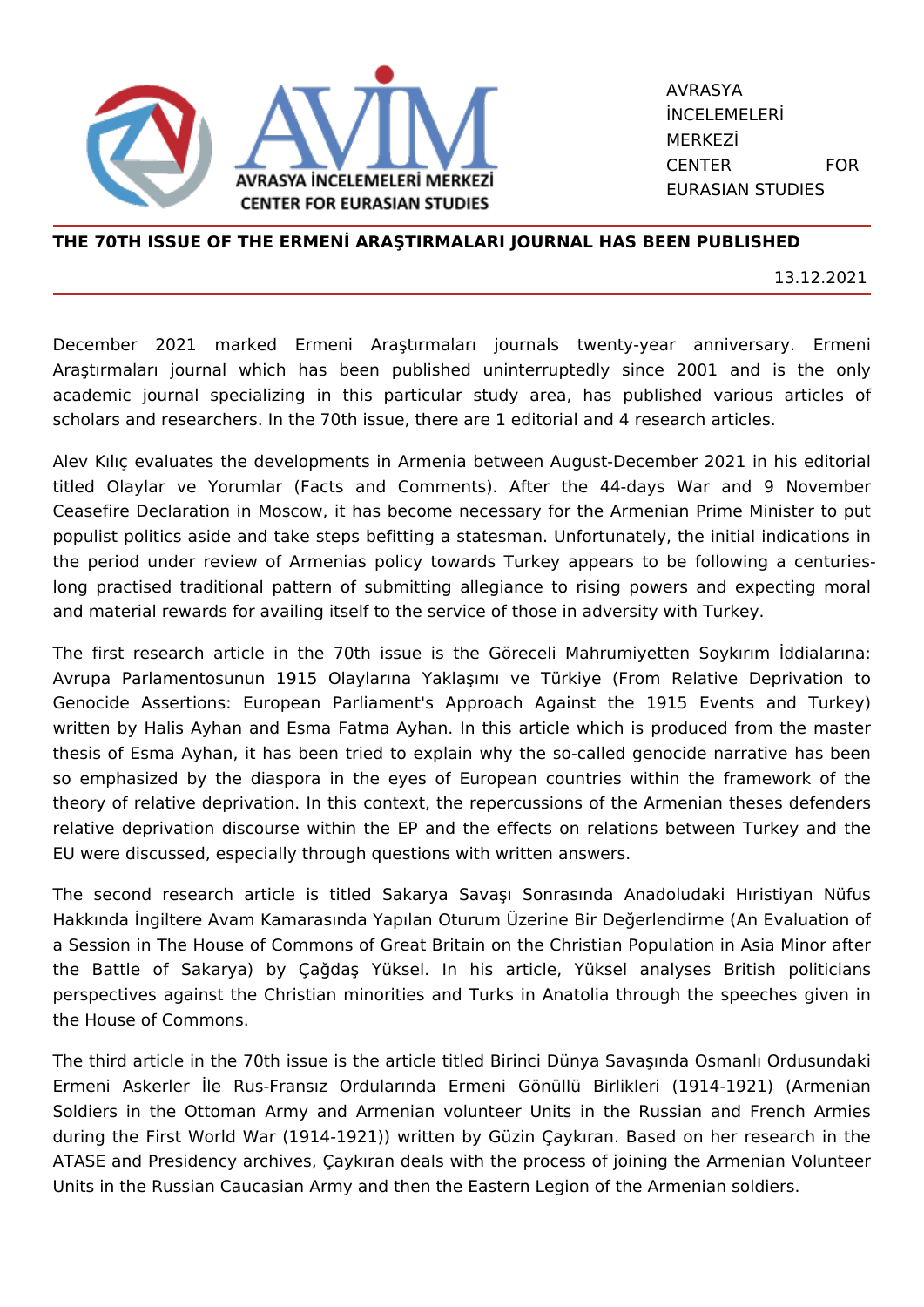AVRASYA İNCELEMELERİ MERKEZİ
CENTER FOR EURASIAN STUDIES

## THE 70TH ISSUE OF THE ERMENİ ARAŞTIRMALARI JOURNAL HAS BEEN PUBLISHED

13.12.2021

December 2021 marked Ermeni Araştırmaları journals twenty-year anniversary. Ermeni Araştırmaları journal which has been published uninterruptedly since 2001 and is the only academic journal specializing in this particular study area, has published various articles of scholars and researchers. In the 70th issue, there are 1 editorial and 4 research articles.

Alev Kılıç evaluates the developments in Armenia between August-December 2021 in his editorial titled Olaylar ve Yorumlar (Facts and Comments). After the 44-days War and 9 November Ceasefire Declaration in Moscow, it has become necessary for the Armenian Prime Minister to put populist politics aside and take steps befitting a statesman. Unfortunately, the initial indications in the period under review of Armenias policy towards Turkey appears to be following a centuries-long practised traditional pattern of submitting allegiance to rising powers and expecting moral and material rewards for availing itself to the service of those in adversity with Turkey.

The first research article in the 70th issue is the Göreceli Mahrumiyetten Soykırım İddialarına: Avrupa Parlamentosunun 1915 Olaylarına Yaklaşımı ve Türkiye (From Relative Deprivation to Genocide Assertions: European Parliament's Approach Against the 1915 Events and Turkey) written by Halis Ayhan and Esma Fatma Ayhan. In this article which is produced from the master thesis of Esma Ayhan, it has been tried to explain why the so-called genocide narrative has been so emphasized by the diaspora in the eyes of European countries within the framework of the theory of relative deprivation. In this context, the repercussions of the Armenian theses defenders relative deprivation discourse within the EP and the effects on relations between Turkey and the EU were discussed, especially through questions with written answers.

The second research article is titled Sakarya Savaşı Sonrasında Anadoludaki Hıristiyan Nüfus Hakkında İngiltere Avam Kamarasında Yapılan Oturum Üzerine Bir Değerlendirme (An Evaluation of a Session in The House of Commons of Great Britain on the Christian Population in Asia Minor after the Battle of Sakarya) by Çağdaş Yüksel. In his article, Yüksel analyses British politicians perspectives against the Christian minorities and Turks in Anatolia through the speeches given in the House of Commons.

The third article in the 70th issue is the article titled Birinci Dünya Savaşında Osmanlı Ordusundaki Ermeni Askerler İle Rus-Fransız Ordularında Ermeni Gönüllü Birlikleri (1914-1921) (Armenian Soldiers in the Ottoman Army and Armenian volunteer Units in the Russian and French Armies during the First World War (1914-1921)) written by Güzin Çaykıran. Based on her research in the ATASE and Presidency archives, Çaykıran deals with the process of joining the Armenian Volunteer Units in the Russian Caucasian Army and then the Eastern Legion of the Armenian soldiers.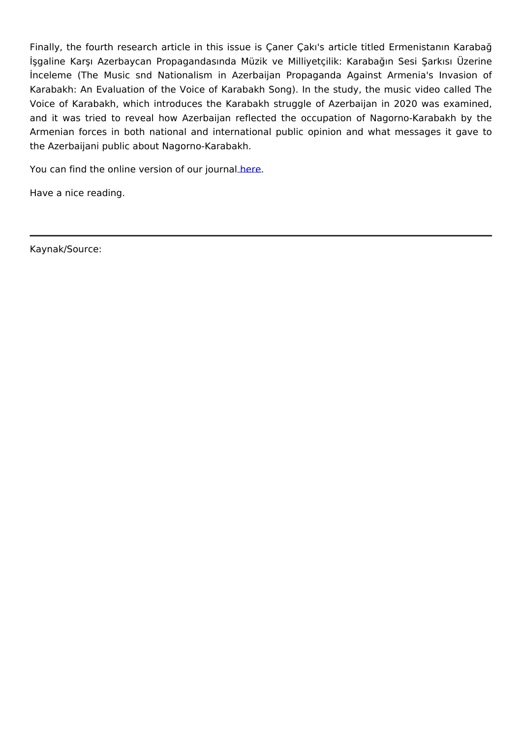Finally, the fourth research article in this issue is Çaner Çakı's article titled Ermenistanın Karabağ İşgaline Karşı Azerbaycan Propagandasında Müzik ve Milliyetçilik: Karabağın Sesi Şarkısı Üzerine İnceleme (The Music snd Nationalism in Azerbaijan Propaganda Against Armenia's Invasion of Karabakh: An Evaluation of the Voice of Karabakh Song). In the study, the music video called The Voice of Karabakh, which introduces the Karabakh struggle of Azerbaijan in 2020 was examined, and it was tried to reveal how Azerbaijan reflected the occupation of Nagorno-Karabakh by the Armenian forces in both national and international public opinion and what messages it gave to the Azerbaijani public about Nagorno-Karabakh.

You can find the online version of our journal here.

Have a nice reading.

---

Kaynak/Source: